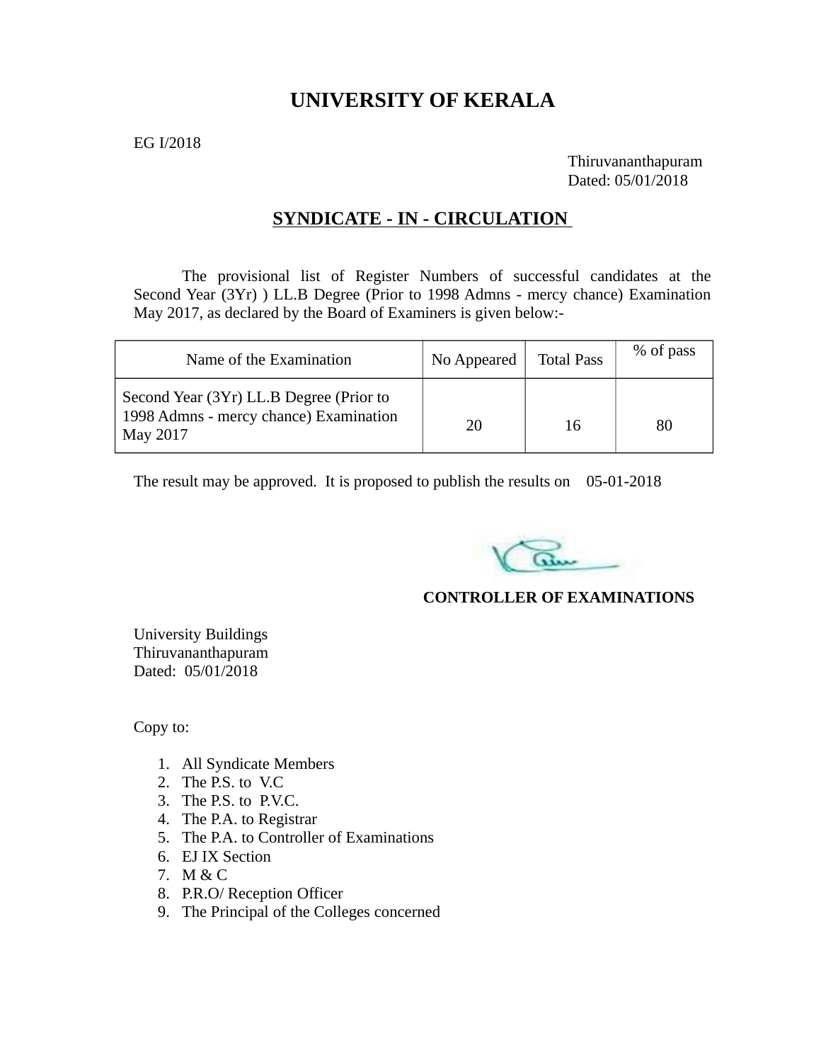# UNIVERSITY OF KERALA

EG I/2018

Thiruvananthapuram
Dated: 05/01/2018

## SYNDICATE - IN - CIRCULATION

The provisional list of Register Numbers of successful candidates at the Second Year (3Yr) ) LL.B Degree (Prior to 1998 Admns - mercy chance) Examination May 2017, as declared by the Board of Examiners is given below:-

| Name of the Examination | No Appeared | Total Pass | % of pass |
|---|---|---|---|
| Second Year (3Yr) LL.B Degree (Prior to 1998 Admns - mercy chance) Examination May 2017 | 20 | 16 | 80 |

The result may be approved. It is proposed to publish the results on 05-01-2018

**CONTROLLER OF EXAMINATIONS**

University Buildings
Thiruvananthapuram
Dated: 05/01/2018

Copy to:

1. All Syndicate Members
2. The P.S. to V.C
3. The P.S. to P.V.C.
4. The P.A. to Registrar
5. The P.A. to Controller of Examinations
6. EJ IX Section
7. M & C
8. P.R.O/ Reception Officer
9. The Principal of the Colleges concerned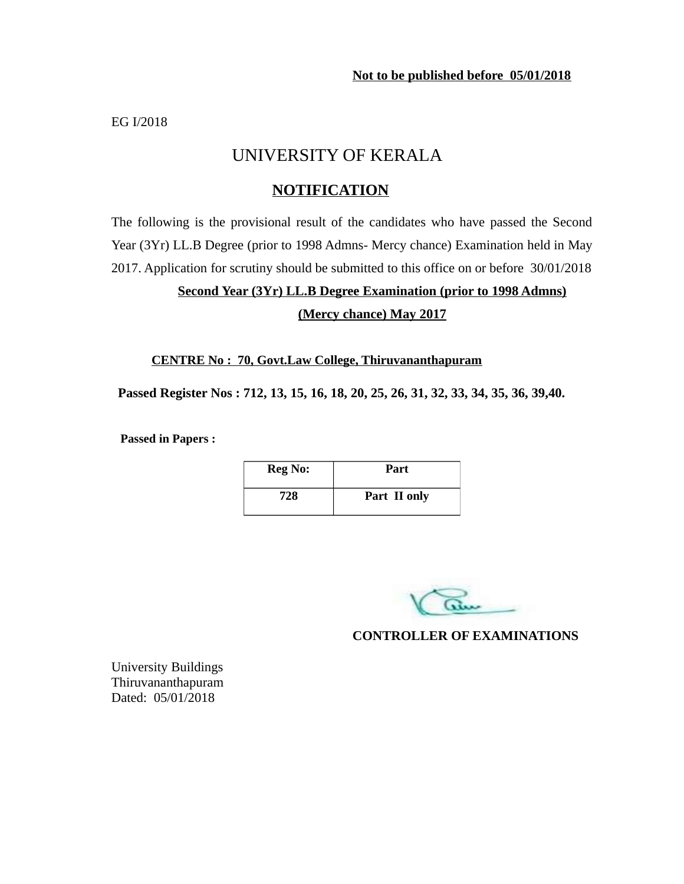**Not to be published before 05/01/2018**

EG I/2018

# UNIVERSITY OF KERALA

## NOTIFICATION

The following is the provisional result of the candidates who have passed the Second Year (3Yr) LL.B Degree (prior to 1998 Admns- Mercy chance) Examination held in May 2017. Application for scrutiny should be submitted to this office on or before 30/01/2018

**Second Year (3Yr) LL.B Degree Examination (prior to 1998 Admns)**
**(Mercy chance) May 2017**

**CENTRE No : 70, Govt.Law College, Thiruvananthapuram**

**Passed Register Nos : 712, 13, 15, 16, 18, 20, 25, 26, 31, 32, 33, 34, 35, 36, 39,40.**

**Passed in Papers :**

| Reg No: | Part |
|---|---|
| 728 | Part II only |

**CONTROLLER OF EXAMINATIONS**

University Buildings
Thiruvananthapuram
Dated: 05/01/2018